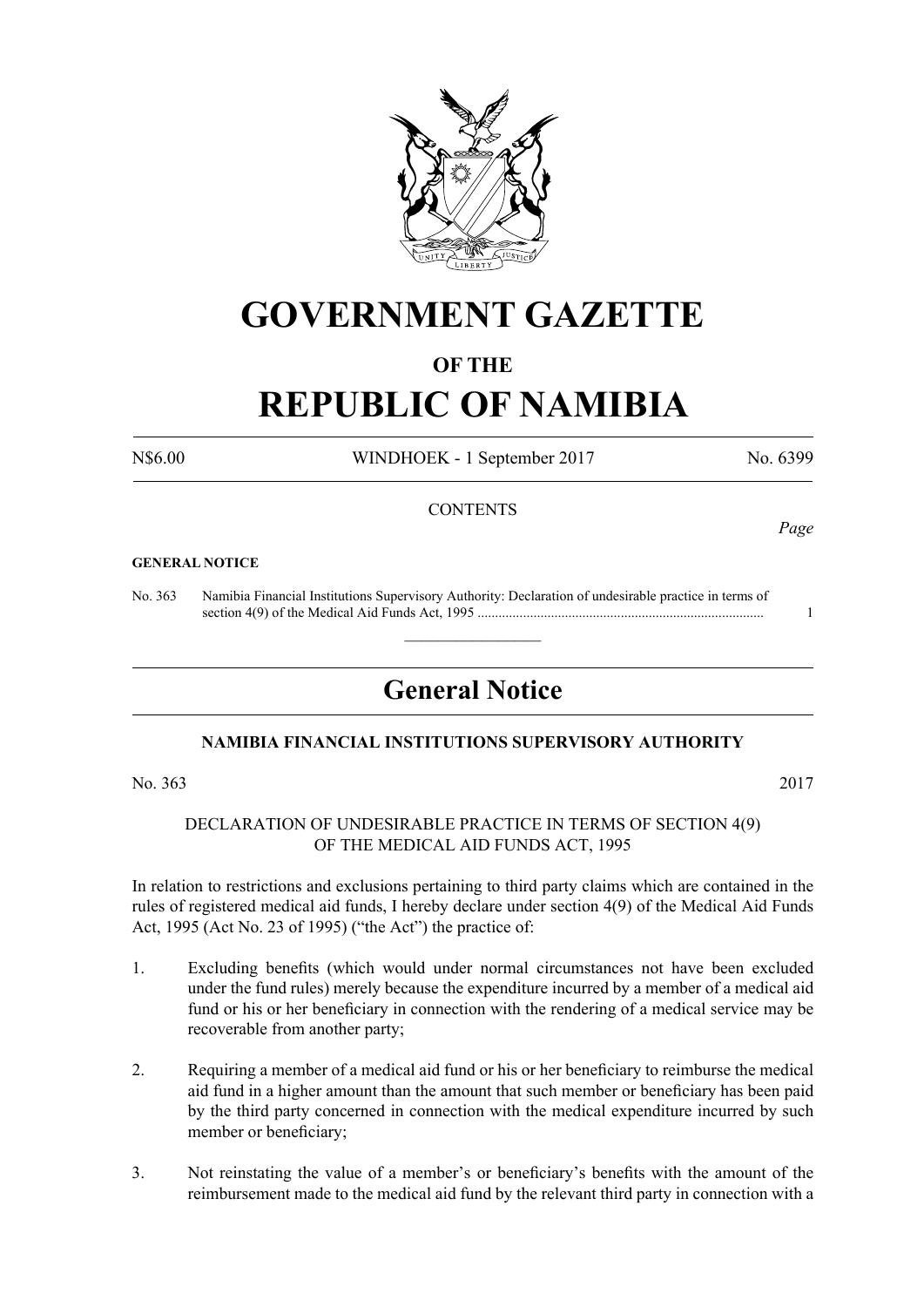# GOVERNMENT GAZETTE

## OF THE

# REPUBLIC OF NAMIBIA

N$6.00 WINDHOEK - 1 September 2017 No. 6399

CONTENTS

*Page*

**GENERAL NOTICE**

No. 363 Namibia Financial Institutions Supervisory Authority: Declaration of undesirable practice in terms of section 4(9) of the Medical Aid Funds Act, 1995 .................................................................................. 1

---

## General Notice

### NAMIBIA FINANCIAL INSTITUTIONS SUPERVISORY AUTHORITY

No. 363 2017

DECLARATION OF UNDESIRABLE PRACTICE IN TERMS OF SECTION 4(9) OF THE MEDICAL AID FUNDS ACT, 1995

In relation to restrictions and exclusions pertaining to third party claims which are contained in the rules of registered medical aid funds, I hereby declare under section 4(9) of the Medical Aid Funds Act, 1995 (Act No. 23 of 1995) ("the Act") the practice of:

1. Excluding benefits (which would under normal circumstances not have been excluded under the fund rules) merely because the expenditure incurred by a member of a medical aid fund or his or her beneficiary in connection with the rendering of a medical service may be recoverable from another party;

2. Requiring a member of a medical aid fund or his or her beneficiary to reimburse the medical aid fund in a higher amount than the amount that such member or beneficiary has been paid by the third party concerned in connection with the medical expenditure incurred by such member or beneficiary;

3. Not reinstating the value of a member's or beneficiary's benefits with the amount of the reimbursement made to the medical aid fund by the relevant third party in connection with a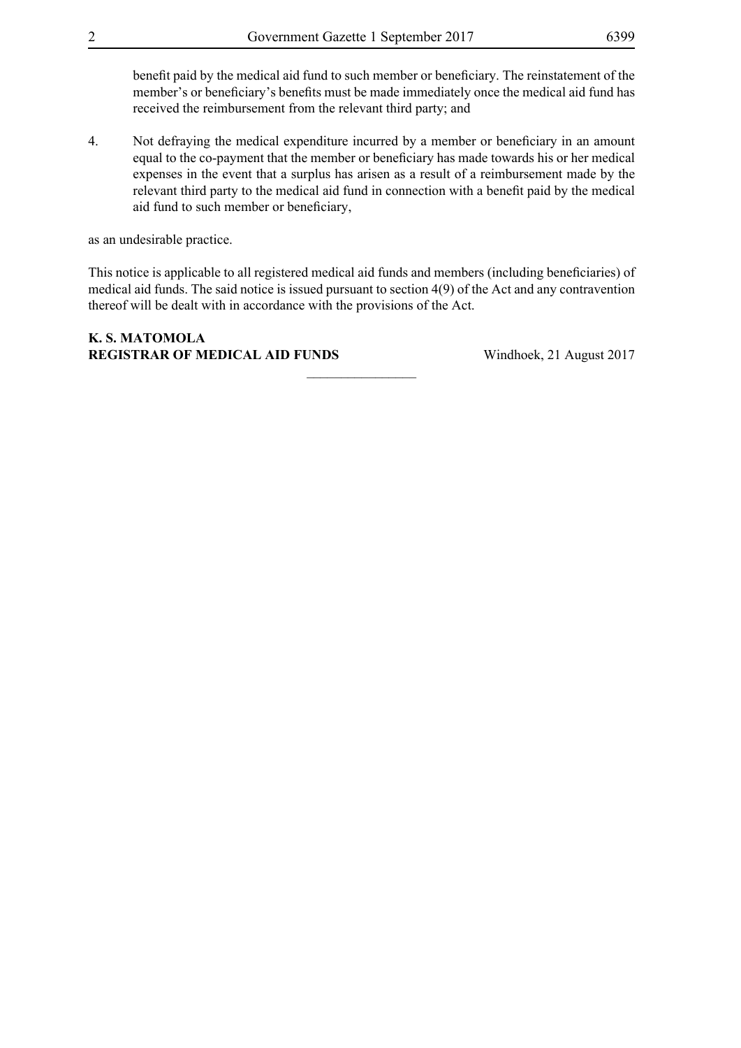benefit paid by the medical aid fund to such member or beneficiary. The reinstatement of the member's or beneficiary's benefits must be made immediately once the medical aid fund has received the reimbursement from the relevant third party; and

4. Not defraying the medical expenditure incurred by a member or beneficiary in an amount equal to the co-payment that the member or beneficiary has made towards his or her medical expenses in the event that a surplus has arisen as a result of a reimbursement made by the relevant third party to the medical aid fund in connection with a benefit paid by the medical aid fund to such member or beneficiary,

as an undesirable practice.

This notice is applicable to all registered medical aid funds and members (including beneficiaries) of medical aid funds. The said notice is issued pursuant to section 4(9) of the Act and any contravention thereof will be dealt with in accordance with the provisions of the Act.

**K. S. MATOMOLA**
**REGISTRAR OF MEDICAL AID FUNDS** Windhoek, 21 August 2017

________________